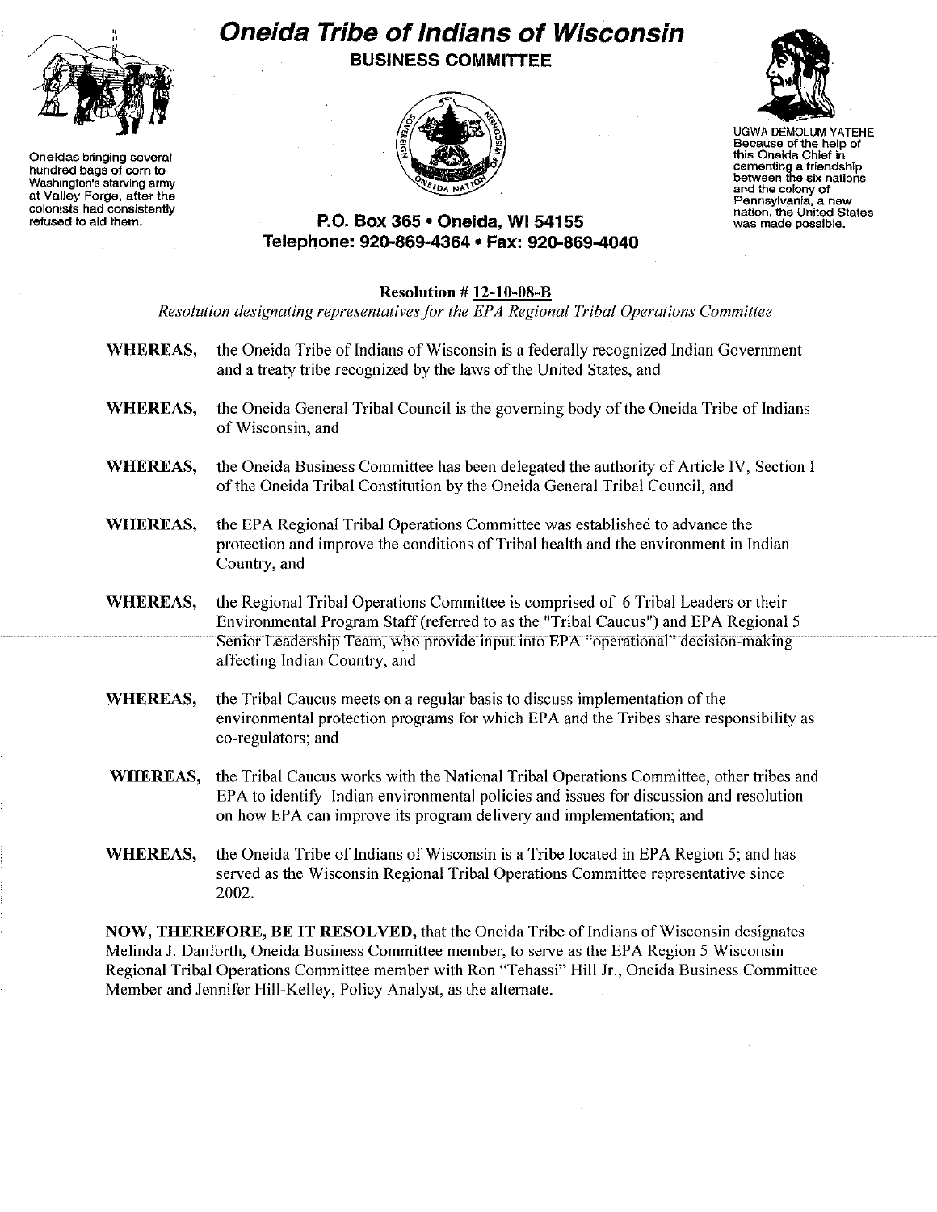# Oneida Tribe of Indians of Wisconsin

## BUSINESS COMMITTEE

Oneidas bringing several hundred bags of corn to Washington's starving army at Valley Forge, after the colonists had consistently refused to aid them.

UGWA DEMOLUM YATEHE
Because of the help of this Oneida Chief in cementing a friendship between the six nations and the colony of Pennsylvania, a new nation, the United States was made possible.

**P.O. Box 365 • Oneida, WI 54155**
**Telephone: 920-869-4364 • Fax: 920-869-4040**

**Resolution # 12-10-08-B**

*Resolution designating representatives for the EPA Regional Tribal Operations Committee*

**WHEREAS,** the Oneida Tribe of Indians of Wisconsin is a federally recognized Indian Government and a treaty tribe recognized by the laws of the United States, and

**WHEREAS,** the Oneida General Tribal Council is the governing body of the Oneida Tribe of Indians of Wisconsin, and

**WHEREAS,** the Oneida Business Committee has been delegated the authority of Article IV, Section 1 of the Oneida Tribal Constitution by the Oneida General Tribal Council, and

**WHEREAS,** the EPA Regional Tribal Operations Committee was established to advance the protection and improve the conditions of Tribal health and the environment in Indian Country, and

**WHEREAS,** the Regional Tribal Operations Committee is comprised of 6 Tribal Leaders or their Environmental Program Staff (referred to as the "Tribal Caucus") and EPA Regional 5 Senior Leadership Team, who provide input into EPA "operational" decision-making affecting Indian Country, and

**WHEREAS,** the Tribal Caucus meets on a regular basis to discuss implementation of the environmental protection programs for which EPA and the Tribes share responsibility as co-regulators; and

**WHEREAS,** the Tribal Caucus works with the National Tribal Operations Committee, other tribes and EPA to identify Indian environmental policies and issues for discussion and resolution on how EPA can improve its program delivery and implementation; and

**WHEREAS,** the Oneida Tribe of Indians of Wisconsin is a Tribe located in EPA Region 5; and has served as the Wisconsin Regional Tribal Operations Committee representative since 2002.

**NOW, THEREFORE, BE IT RESOLVED,** that the Oneida Tribe of Indians of Wisconsin designates Melinda J. Danforth, Oneida Business Committee member, to serve as the EPA Region 5 Wisconsin Regional Tribal Operations Committee member with Ron "Tehassi" Hill Jr., Oneida Business Committee Member and Jennifer Hill-Kelley, Policy Analyst, as the alternate.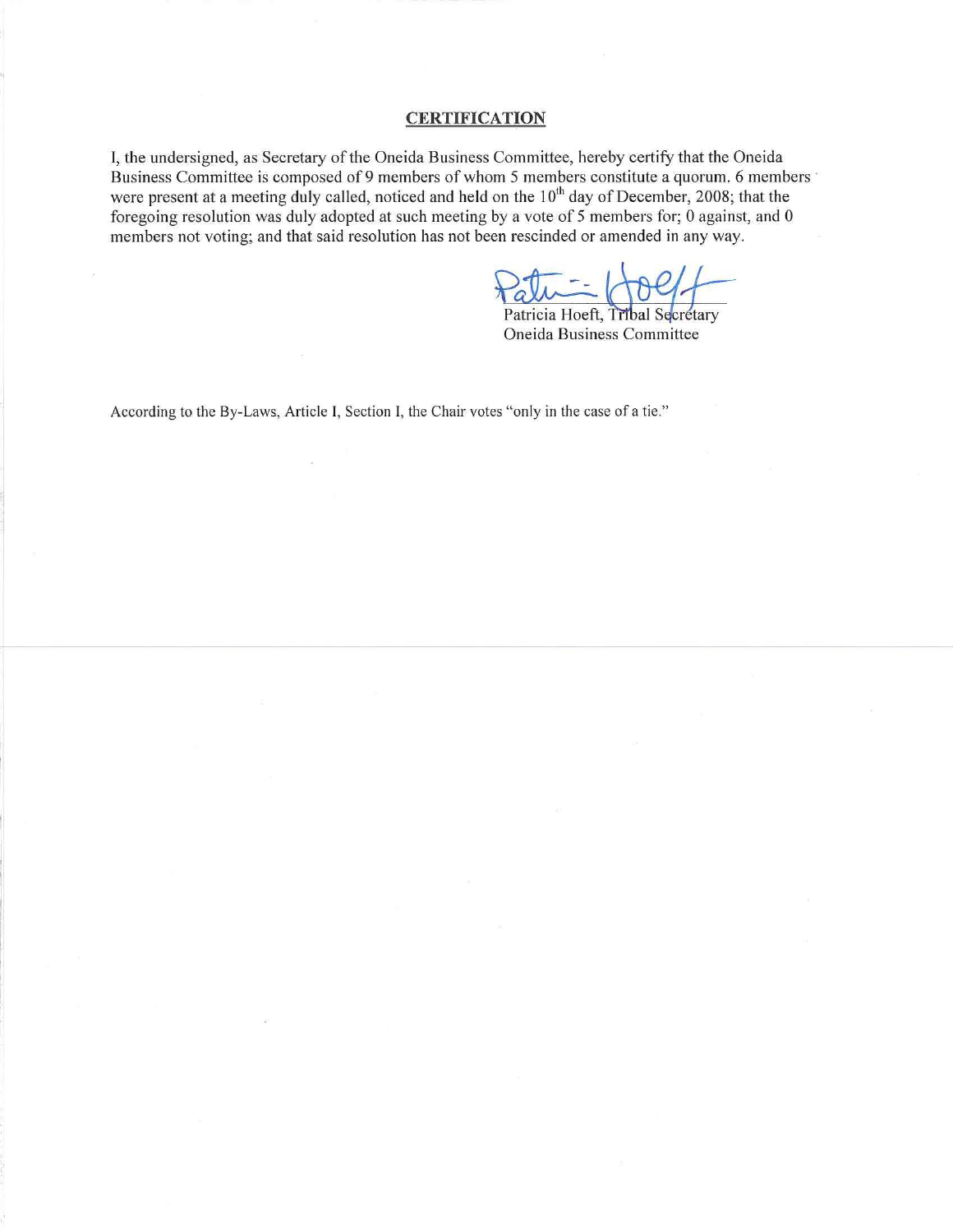## CERTIFICATION

I, the undersigned, as Secretary of the Oneida Business Committee, hereby certify that the Oneida Business Committee is composed of 9 members of whom 5 members constitute a quorum. 6 members were present at a meeting duly called, noticed and held on the 10th day of December, 2008; that the foregoing resolution was duly adopted at such meeting by a vote of 5 members for; 0 against, and 0 members not voting; and that said resolution has not been rescinded or amended in any way.

Patricia Hoeft, Tribal Secretary
Oneida Business Committee

According to the By-Laws, Article I, Section I, the Chair votes "only in the case of a tie."